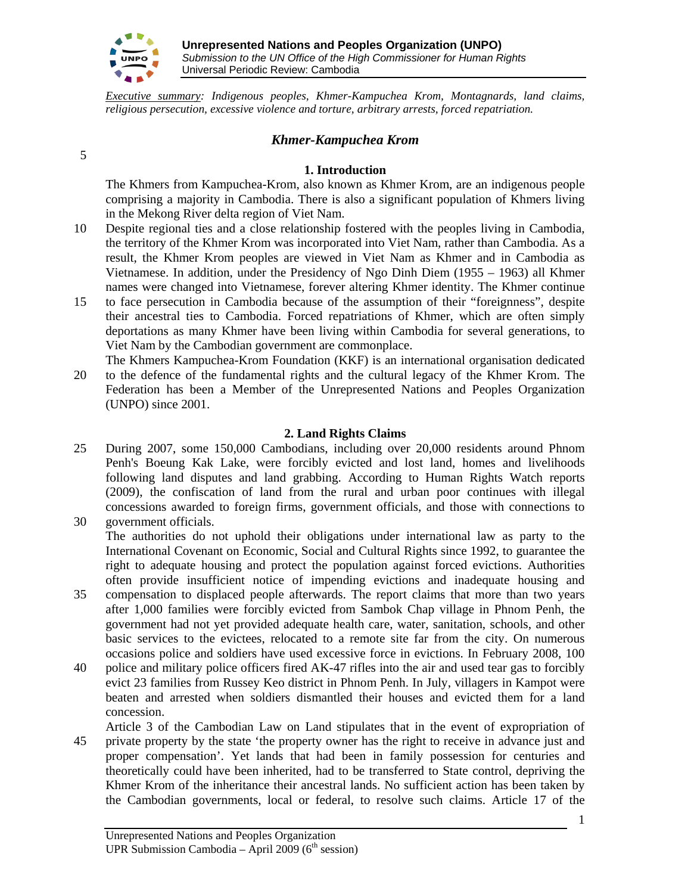*Executive summary: Indigenous peoples, Khmer-Kampuchea Krom, Montagnards, land claims, religious persecution, excessive violence and torture, arbitrary arrests, forced repatriation.*

## *Khmer-Kampuchea Krom*

### 1. Introduction

The Khmers from Kampuchea-Krom, also known as Khmer Krom, are an indigenous people comprising a majority in Cambodia. There is also a significant population of Khmers living in the Mekong River delta region of Viet Nam.

Despite regional ties and a close relationship fostered with the peoples living in Cambodia, the territory of the Khmer Krom was incorporated into Viet Nam, rather than Cambodia. As a result, the Khmer Krom peoples are viewed in Viet Nam as Khmer and in Cambodia as Vietnamese. In addition, under the Presidency of Ngo Dinh Diem (1955 – 1963) all Khmer names were changed into Vietnamese, forever altering Khmer identity. The Khmer continue to face persecution in Cambodia because of the assumption of their "foreignness", despite their ancestral ties to Cambodia. Forced repatriations of Khmer, which are often simply deportations as many Khmer have been living within Cambodia for several generations, to Viet Nam by the Cambodian government are commonplace.

The Khmers Kampuchea-Krom Foundation (KKF) is an international organisation dedicated to the defence of the fundamental rights and the cultural legacy of the Khmer Krom. The Federation has been a Member of the Unrepresented Nations and Peoples Organization (UNPO) since 2001.

### 2. Land Rights Claims

During 2007, some 150,000 Cambodians, including over 20,000 residents around Phnom Penh's Boeung Kak Lake, were forcibly evicted and lost land, homes and livelihoods following land disputes and land grabbing. According to Human Rights Watch reports (2009), the confiscation of land from the rural and urban poor continues with illegal concessions awarded to foreign firms, government officials, and those with connections to government officials.

The authorities do not uphold their obligations under international law as party to the International Covenant on Economic, Social and Cultural Rights since 1992, to guarantee the right to adequate housing and protect the population against forced evictions. Authorities often provide insufficient notice of impending evictions and inadequate housing and compensation to displaced people afterwards. The report claims that more than two years after 1,000 families were forcibly evicted from Sambok Chap village in Phnom Penh, the government had not yet provided adequate health care, water, sanitation, schools, and other basic services to the evictees, relocated to a remote site far from the city. On numerous occasions police and soldiers have used excessive force in evictions. In February 2008, 100 police and military police officers fired AK-47 rifles into the air and used tear gas to forcibly evict 23 families from Russey Keo district in Phnom Penh. In July, villagers in Kampot were beaten and arrested when soldiers dismantled their houses and evicted them for a land concession.

Article 3 of the Cambodian Law on Land stipulates that in the event of expropriation of private property by the state 'the property owner has the right to receive in advance just and proper compensation'. Yet lands that had been in family possession for centuries and theoretically could have been inherited, had to be transferred to State control, depriving the Khmer Krom of the inheritance their ancestral lands. No sufficient action has been taken by the Cambodian governments, local or federal, to resolve such claims. Article 17 of the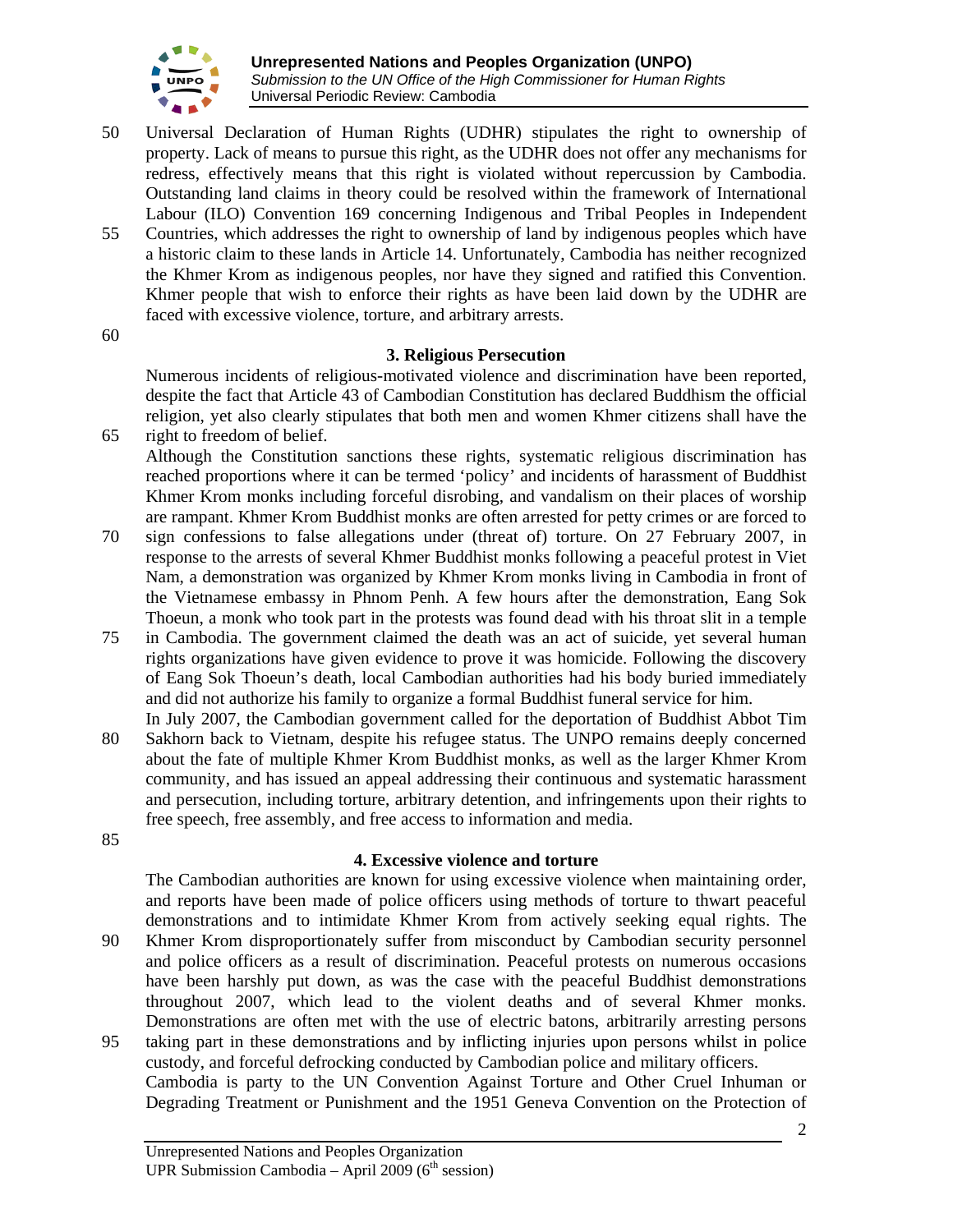Universal Declaration of Human Rights (UDHR) stipulates the right to ownership of property. Lack of means to pursue this right, as the UDHR does not offer any mechanisms for redress, effectively means that this right is violated without repercussion by Cambodia. Outstanding land claims in theory could be resolved within the framework of International Labour (ILO) Convention 169 concerning Indigenous and Tribal Peoples in Independent Countries, which addresses the right to ownership of land by indigenous peoples which have a historic claim to these lands in Article 14. Unfortunately, Cambodia has neither recognized the Khmer Krom as indigenous peoples, nor have they signed and ratified this Convention. Khmer people that wish to enforce their rights as have been laid down by the UDHR are faced with excessive violence, torture, and arbitrary arrests.

### 3. Religious Persecution

Numerous incidents of religious-motivated violence and discrimination have been reported, despite the fact that Article 43 of Cambodian Constitution has declared Buddhism the official religion, yet also clearly stipulates that both men and women Khmer citizens shall have the right to freedom of belief.

Although the Constitution sanctions these rights, systematic religious discrimination has reached proportions where it can be termed 'policy' and incidents of harassment of Buddhist Khmer Krom monks including forceful disrobing, and vandalism on their places of worship are rampant. Khmer Krom Buddhist monks are often arrested for petty crimes or are forced to sign confessions to false allegations under (threat of) torture. On 27 February 2007, in response to the arrests of several Khmer Buddhist monks following a peaceful protest in Viet Nam, a demonstration was organized by Khmer Krom monks living in Cambodia in front of the Vietnamese embassy in Phnom Penh. A few hours after the demonstration, Eang Sok Thoeun, a monk who took part in the protests was found dead with his throat slit in a temple in Cambodia. The government claimed the death was an act of suicide, yet several human rights organizations have given evidence to prove it was homicide. Following the discovery of Eang Sok Thoeun's death, local Cambodian authorities had his body buried immediately and did not authorize his family to organize a formal Buddhist funeral service for him.

In July 2007, the Cambodian government called for the deportation of Buddhist Abbot Tim Sakhorn back to Vietnam, despite his refugee status. The UNPO remains deeply concerned about the fate of multiple Khmer Krom Buddhist monks, as well as the larger Khmer Krom community, and has issued an appeal addressing their continuous and systematic harassment and persecution, including torture, arbitrary detention, and infringements upon their rights to free speech, free assembly, and free access to information and media.

### 4. Excessive violence and torture

The Cambodian authorities are known for using excessive violence when maintaining order, and reports have been made of police officers using methods of torture to thwart peaceful demonstrations and to intimidate Khmer Krom from actively seeking equal rights. The Khmer Krom disproportionately suffer from misconduct by Cambodian security personnel and police officers as a result of discrimination. Peaceful protests on numerous occasions have been harshly put down, as was the case with the peaceful Buddhist demonstrations throughout 2007, which lead to the violent deaths and of several Khmer monks. Demonstrations are often met with the use of electric batons, arbitrarily arresting persons taking part in these demonstrations and by inflicting injuries upon persons whilst in police custody, and forceful defrocking conducted by Cambodian police and military officers.

Cambodia is party to the UN Convention Against Torture and Other Cruel Inhuman or Degrading Treatment or Punishment and the 1951 Geneva Convention on the Protection of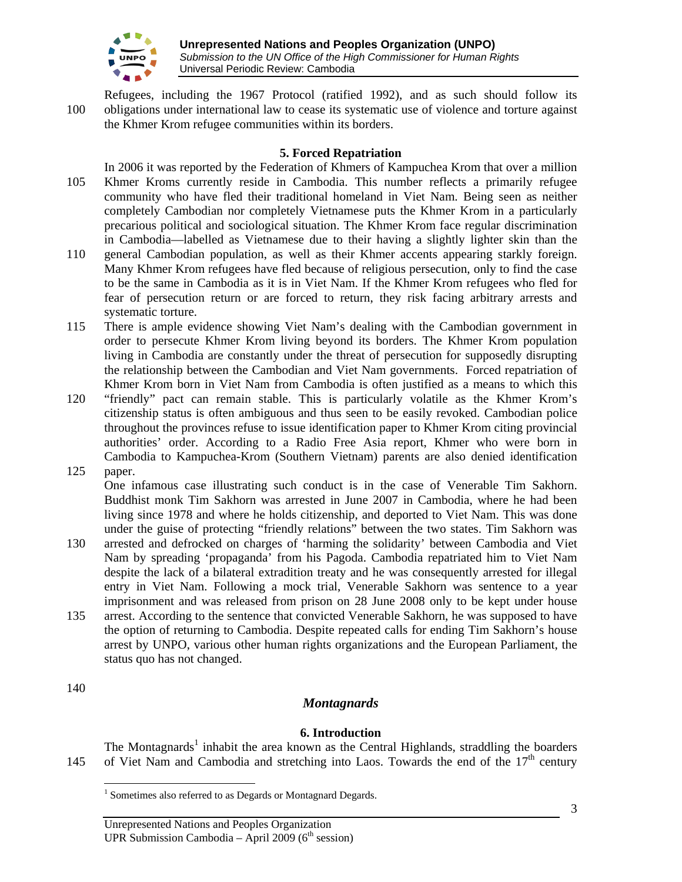Refugees, including the 1967 Protocol (ratified 1992), and as such should follow its obligations under international law to cease its systematic use of violence and torture against the Khmer Krom refugee communities within its borders.

### 5. Forced Repatriation

In 2006 it was reported by the Federation of Khmers of Kampuchea Krom that over a million Khmer Kroms currently reside in Cambodia. This number reflects a primarily refugee community who have fled their traditional homeland in Viet Nam. Being seen as neither completely Cambodian nor completely Vietnamese puts the Khmer Krom in a particularly precarious political and sociological situation. The Khmer Krom face regular discrimination in Cambodia—labelled as Vietnamese due to their having a slightly lighter skin than the general Cambodian population, as well as their Khmer accents appearing starkly foreign. Many Khmer Krom refugees have fled because of religious persecution, only to find the case to be the same in Cambodia as it is in Viet Nam. If the Khmer Krom refugees who fled for fear of persecution return or are forced to return, they risk facing arbitrary arrests and systematic torture.

There is ample evidence showing Viet Nam's dealing with the Cambodian government in order to persecute Khmer Krom living beyond its borders. The Khmer Krom population living in Cambodia are constantly under the threat of persecution for supposedly disrupting the relationship between the Cambodian and Viet Nam governments. Forced repatriation of Khmer Krom born in Viet Nam from Cambodia is often justified as a means to which this "friendly" pact can remain stable. This is particularly volatile as the Khmer Krom's citizenship status is often ambiguous and thus seen to be easily revoked. Cambodian police throughout the provinces refuse to issue identification paper to Khmer Krom citing provincial authorities' order. According to a Radio Free Asia report, Khmer who were born in Cambodia to Kampuchea-Krom (Southern Vietnam) parents are also denied identification paper.

One infamous case illustrating such conduct is in the case of Venerable Tim Sakhorn. Buddhist monk Tim Sakhorn was arrested in June 2007 in Cambodia, where he had been living since 1978 and where he holds citizenship, and deported to Viet Nam. This was done under the guise of protecting "friendly relations" between the two states. Tim Sakhorn was arrested and defrocked on charges of 'harming the solidarity' between Cambodia and Viet Nam by spreading 'propaganda' from his Pagoda. Cambodia repatriated him to Viet Nam despite the lack of a bilateral extradition treaty and he was consequently arrested for illegal entry in Viet Nam. Following a mock trial, Venerable Sakhorn was sentence to a year imprisonment and was released from prison on 28 June 2008 only to be kept under house arrest. According to the sentence that convicted Venerable Sakhorn, he was supposed to have the option of returning to Cambodia. Despite repeated calls for ending Tim Sakhorn's house arrest by UNPO, various other human rights organizations and the European Parliament, the status quo has not changed.

## *Montagnards*

### 6. Introduction

The Montagnards[1] inhabit the area known as the Central Highlands, straddling the boarders of Viet Nam and Cambodia and stretching into Laos. Towards the end of the 17th century

[1] Sometimes also referred to as Degards or Montagnard Degards.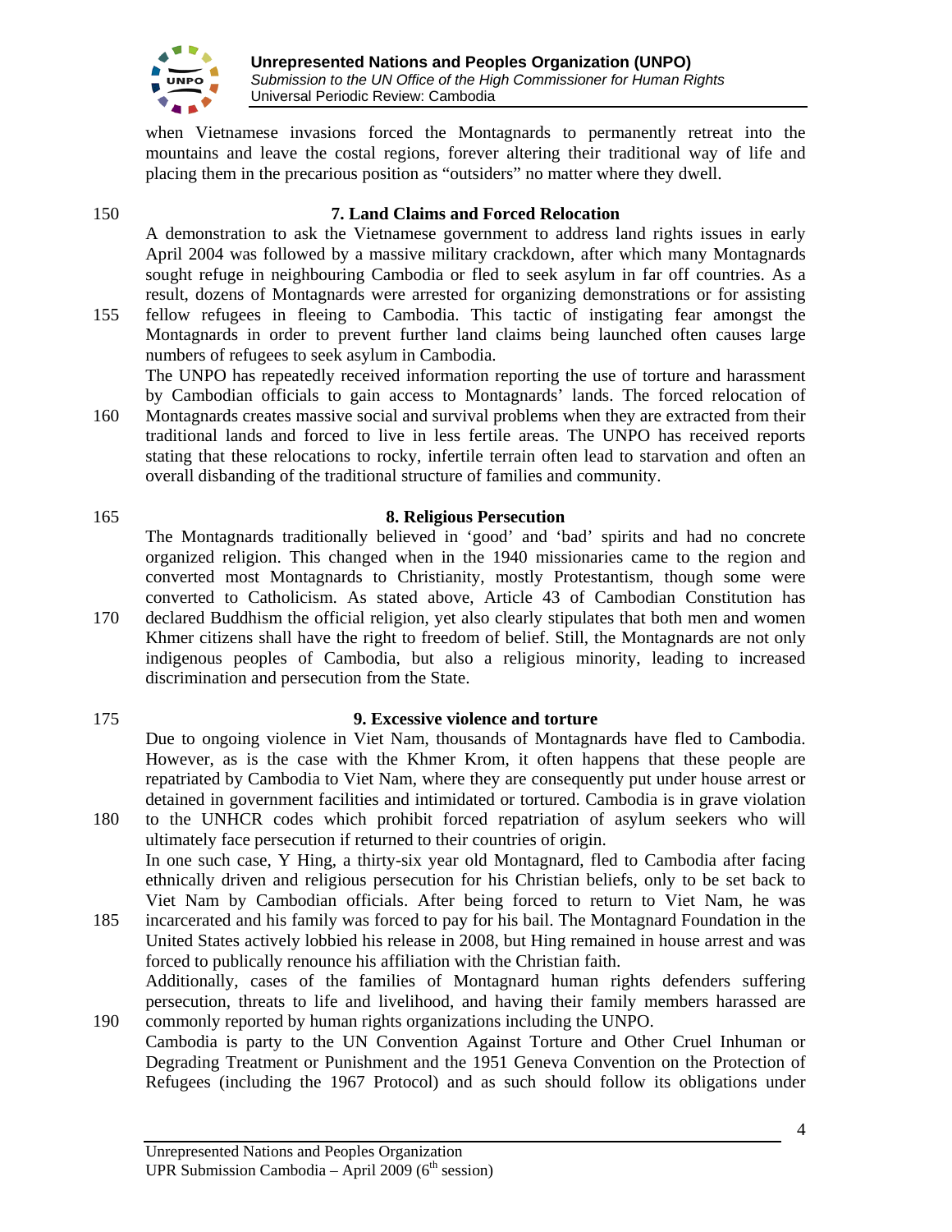when Vietnamese invasions forced the Montagnards to permanently retreat into the mountains and leave the costal regions, forever altering their traditional way of life and placing them in the precarious position as "outsiders" no matter where they dwell.

## 7. Land Claims and Forced Relocation

A demonstration to ask the Vietnamese government to address land rights issues in early April 2004 was followed by a massive military crackdown, after which many Montagnards sought refuge in neighbouring Cambodia or fled to seek asylum in far off countries. As a result, dozens of Montagnards were arrested for organizing demonstrations or for assisting fellow refugees in fleeing to Cambodia. This tactic of instigating fear amongst the Montagnards in order to prevent further land claims being launched often causes large numbers of refugees to seek asylum in Cambodia.

The UNPO has repeatedly received information reporting the use of torture and harassment by Cambodian officials to gain access to Montagnards' lands. The forced relocation of Montagnards creates massive social and survival problems when they are extracted from their traditional lands and forced to live in less fertile areas. The UNPO has received reports stating that these relocations to rocky, infertile terrain often lead to starvation and often an overall disbanding of the traditional structure of families and community.

## 8. Religious Persecution

The Montagnards traditionally believed in 'good' and 'bad' spirits and had no concrete organized religion. This changed when in the 1940 missionaries came to the region and converted most Montagnards to Christianity, mostly Protestantism, though some were converted to Catholicism. As stated above, Article 43 of Cambodian Constitution has declared Buddhism the official religion, yet also clearly stipulates that both men and women Khmer citizens shall have the right to freedom of belief. Still, the Montagnards are not only indigenous peoples of Cambodia, but also a religious minority, leading to increased discrimination and persecution from the State.

## 9. Excessive violence and torture

Due to ongoing violence in Viet Nam, thousands of Montagnards have fled to Cambodia. However, as is the case with the Khmer Krom, it often happens that these people are repatriated by Cambodia to Viet Nam, where they are consequently put under house arrest or detained in government facilities and intimidated or tortured. Cambodia is in grave violation to the UNHCR codes which prohibit forced repatriation of asylum seekers who will ultimately face persecution if returned to their countries of origin.

In one such case, Y Hing, a thirty-six year old Montagnard, fled to Cambodia after facing ethnically driven and religious persecution for his Christian beliefs, only to be set back to Viet Nam by Cambodian officials. After being forced to return to Viet Nam, he was incarcerated and his family was forced to pay for his bail. The Montagnard Foundation in the United States actively lobbied his release in 2008, but Hing remained in house arrest and was forced to publically renounce his affiliation with the Christian faith.

Additionally, cases of the families of Montagnard human rights defenders suffering persecution, threats to life and livelihood, and having their family members harassed are commonly reported by human rights organizations including the UNPO.

Cambodia is party to the UN Convention Against Torture and Other Cruel Inhuman or Degrading Treatment or Punishment and the 1951 Geneva Convention on the Protection of Refugees (including the 1967 Protocol) and as such should follow its obligations under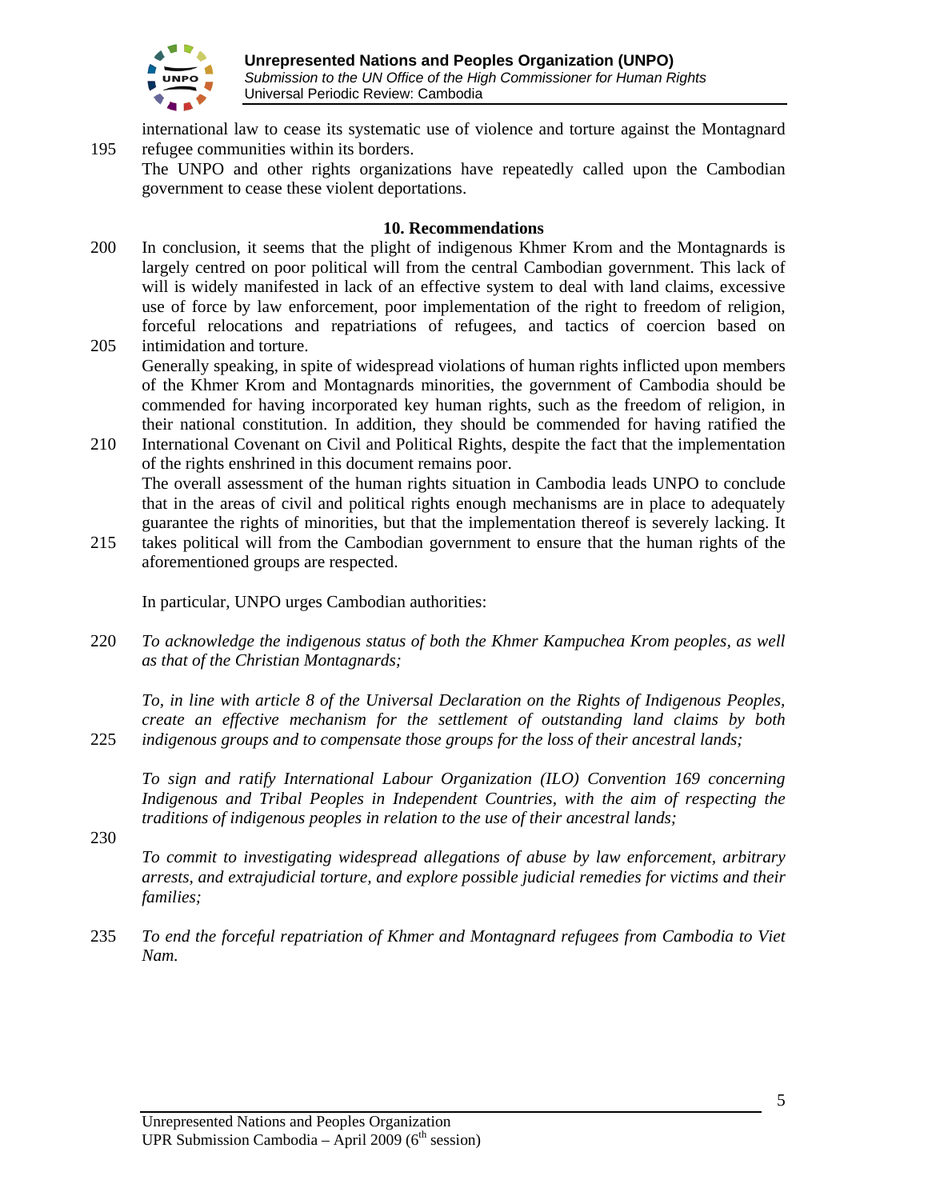international law to cease its systematic use of violence and torture against the Montagnard refugee communities within its borders.

The UNPO and other rights organizations have repeatedly called upon the Cambodian government to cease these violent deportations.

## 10. Recommendations

In conclusion, it seems that the plight of indigenous Khmer Krom and the Montagnards is largely centred on poor political will from the central Cambodian government. This lack of will is widely manifested in lack of an effective system to deal with land claims, excessive use of force by law enforcement, poor implementation of the right to freedom of religion, forceful relocations and repatriations of refugees, and tactics of coercion based on intimidation and torture.

Generally speaking, in spite of widespread violations of human rights inflicted upon members of the Khmer Krom and Montagnards minorities, the government of Cambodia should be commended for having incorporated key human rights, such as the freedom of religion, in their national constitution. In addition, they should be commended for having ratified the International Covenant on Civil and Political Rights, despite the fact that the implementation of the rights enshrined in this document remains poor.

The overall assessment of the human rights situation in Cambodia leads UNPO to conclude that in the areas of civil and political rights enough mechanisms are in place to adequately guarantee the rights of minorities, but that the implementation thereof is severely lacking. It takes political will from the Cambodian government to ensure that the human rights of the aforementioned groups are respected.

In particular, UNPO urges Cambodian authorities:

*To acknowledge the indigenous status of both the Khmer Kampuchea Krom peoples, as well as that of the Christian Montagnards;*

*To, in line with article 8 of the Universal Declaration on the Rights of Indigenous Peoples, create an effective mechanism for the settlement of outstanding land claims by both indigenous groups and to compensate those groups for the loss of their ancestral lands;*

*To sign and ratify International Labour Organization (ILO) Convention 169 concerning Indigenous and Tribal Peoples in Independent Countries, with the aim of respecting the traditions of indigenous peoples in relation to the use of their ancestral lands;*

*To commit to investigating widespread allegations of abuse by law enforcement, arbitrary arrests, and extrajudicial torture, and explore possible judicial remedies for victims and their families;*

*To end the forceful repatriation of Khmer and Montagnard refugees from Cambodia to Viet Nam.*